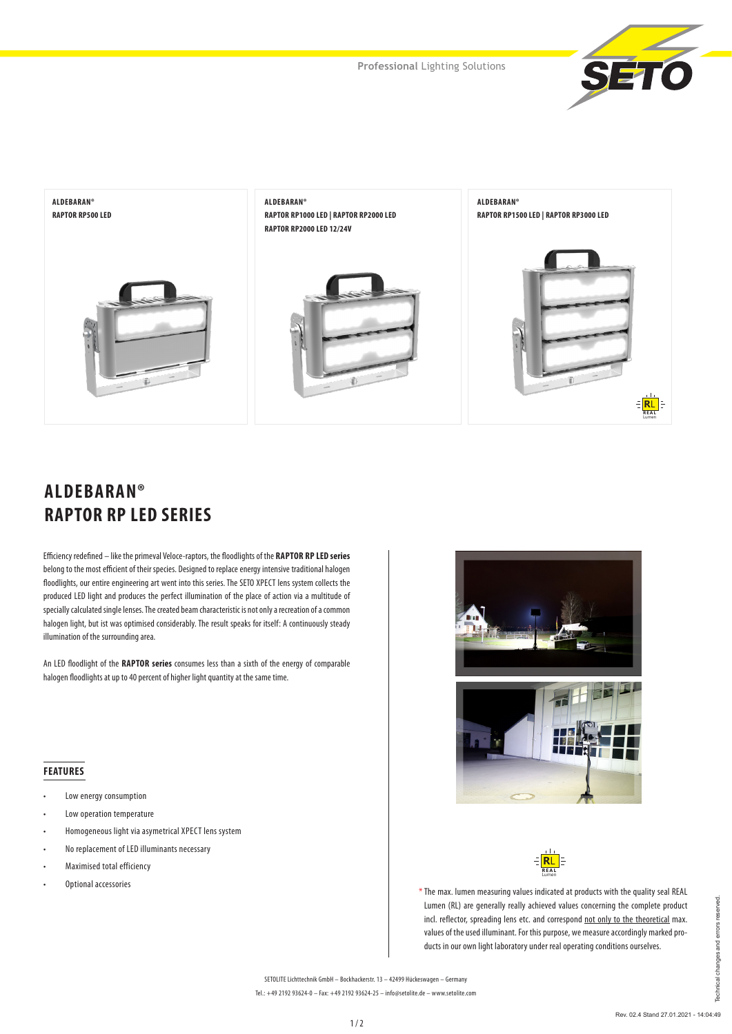Professional Lighting Solutions

**ALDEBARAN®**
**RAPTOR RP500 LED**

**ALDEBARAN®**
**RAPTOR RP1000 LED | RAPTOR RP2000 LED**
**RAPTOR RP2000 LED 12/24V**

**ALDEBARAN®**
**RAPTOR RP1500 LED | RAPTOR RP3000 LED**

# ALDEBARAN®
# RAPTOR RP LED SERIES

Efficiency redefined – like the primeval Veloce-raptors, the floodlights of the **RAPTOR RP LED series** belong to the most efficient of their species. Designed to replace energy intensive traditional halogen floodlights, our entire engineering art went into this series. The SETO XPECT lens system collects the produced LED light and produces the perfect illumination of the place of action via a multitude of specially calculated single lenses. The created beam characteristic is not only a recreation of a common halogen light, but ist was optimised considerably. The result speaks for itself: A continuously steady illumination of the surrounding area.

An LED floodlight of the **RAPTOR series** consumes less than a sixth of the energy of comparable halogen floodlights at up to 40 percent of higher light quantity at the same time.

## FEATURES

- Low energy consumption
- Low operation temperature
- Homogeneous light via asymetrical XPECT lens system
- No replacement of LED illuminants necessary
- Maximised total efficiency
- Optional accessories

* The max. lumen measuring values indicated at products with the quality seal REAL Lumen (RL) are generally really achieved values concerning the complete product incl. reflector, spreading lens etc. and correspond not only to the theoretical max. values of the used illuminant. For this purpose, we measure accordingly marked products in our own light laboratory under real operating conditions ourselves.

SETOLITE Lichttechnik GmbH – Bockhackerstr. 13 – 42499 Hückeswagen – Germany
Tel.: +49 2192 93624-0 – Fax: +49 2192 93624-25 – info@setolite.de – www.setolite.com

Technical changes and errors reserved.

Rev. 02.4 Stand 27.01.2021 - 14:04:49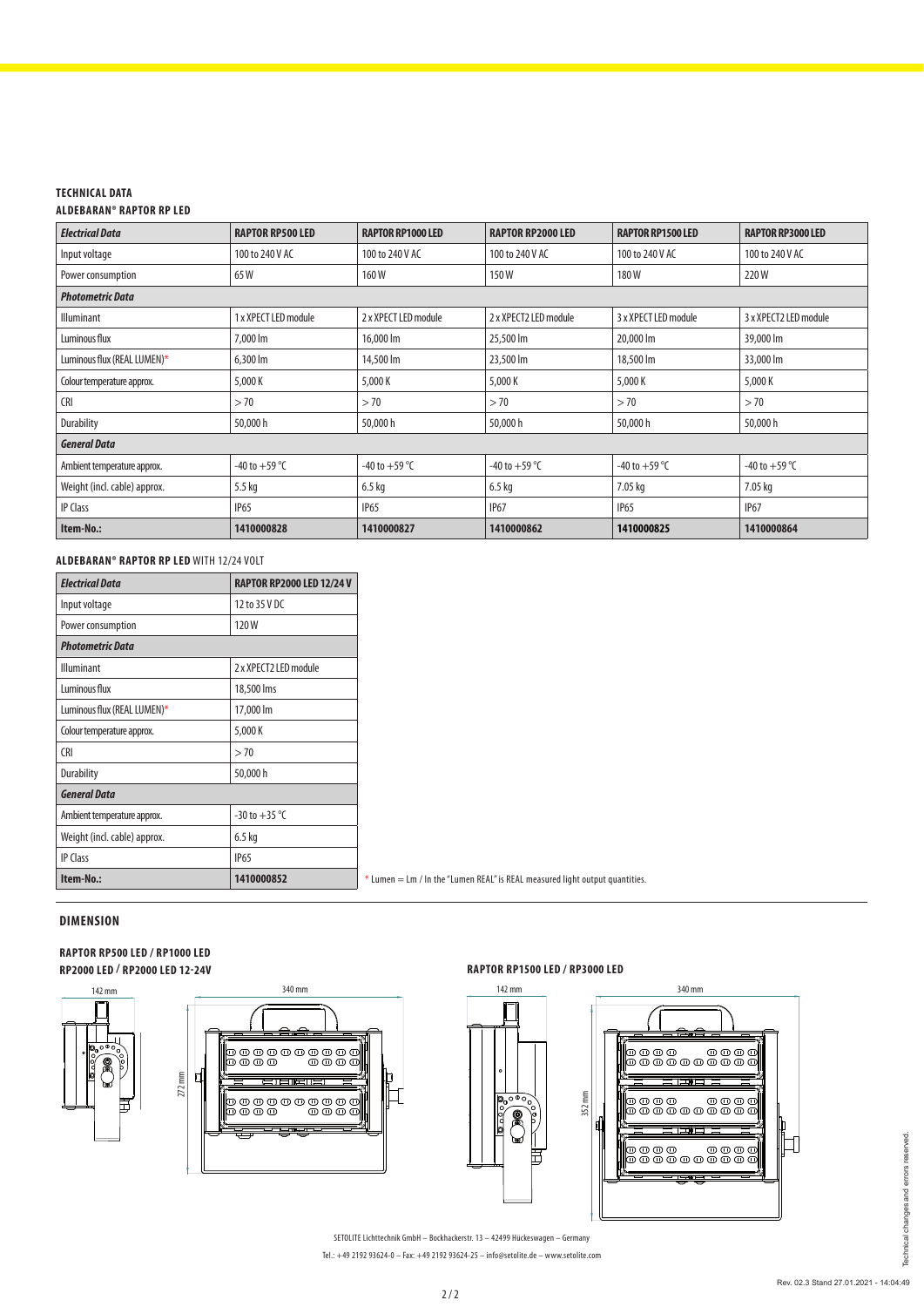**TECHNICAL DATA**

**ALDEBARAN® RAPTOR RP LED**

| *Electrical Data* | RAPTOR RP500 LED | RAPTOR RP1000 LED | RAPTOR RP2000 LED | RAPTOR RP1500 LED | RAPTOR RP3000 LED |
|---|---|---|---|---|---|
| Input voltage | 100 to 240 V AC | 100 to 240 V AC | 100 to 240 V AC | 100 to 240 V AC | 100 to 240 V AC |
| Power consumption | 65 W | 160 W | 150 W | 180 W | 220 W |
| ***Photometric Data*** | | | | | |
| Illuminant | 1 x XPECT LED module | 2 x XPECT LED module | 2 x XPECT2 LED module | 3 x XPECT LED module | 3 x XPECT2 LED module |
| Luminous flux | 7,000 lm | 16,000 lm | 25,500 lm | 20,000 lm | 39,000 lm |
| Luminous flux (REAL LUMEN)* | 6,300 lm | 14,500 lm | 23,500 lm | 18,500 lm | 33,000 lm |
| Colour temperature approx. | 5,000 K | 5,000 K | 5,000 K | 5,000 K | 5,000 K |
| CRI | > 70 | > 70 | > 70 | > 70 | > 70 |
| Durability | 50,000 h | 50,000 h | 50,000 h | 50,000 h | 50,000 h |
| ***General Data*** | | | | | |
| Ambient temperature approx. | -40 to +59 °C | -40 to +59 °C | -40 to +59 °C | -40 to +59 °C | -40 to +59 °C |
| Weight (incl. cable) approx. | 5.5 kg | 6.5 kg | 6.5 kg | 7.05 kg | 7.05 kg |
| IP Class | IP65 | IP65 | IP67 | IP65 | IP67 |
| **Item-No.:** | **1410000828** | **1410000827** | **1410000862** | **1410000825** | **1410000864** |

**ALDEBARAN® RAPTOR RP LED** WITH 12/24 VOLT

| *Electrical Data* | RAPTOR RP2000 LED 12/24 V |
|---|---|
| Input voltage | 12 to 35 V DC |
| Power consumption | 120 W |
| ***Photometric Data*** | |
| Illuminant | 2 x XPECT2 LED module |
| Luminous flux | 18,500 lms |
| Luminous flux (REAL LUMEN)* | 17,000 lm |
| Colour temperature approx. | 5,000 K |
| CRI | > 70 |
| Durability | 50,000 h |
| ***General Data*** | |
| Ambient temperature approx. | -30 to +35 °C |
| Weight (incl. cable) approx. | 6.5 kg |
| IP Class | IP65 |
| **Item-No.:** | **1410000852** |

\* Lumen = Lm / In the "Lumen REAL" is REAL measured light output quantities.

## DIMENSION

**RAPTOR RP500 LED / RP1000 LED**
**RP2000 LED / RP2000 LED 12-24V**

142 mm
340 mm
272 mm

**RAPTOR RP1500 LED / RP3000 LED**

142 mm
340 mm
352 mm

SETOLITE Lichttechnik GmbH – Bockhackerstr. 13 – 42499 Hückeswagen – Germany

Tel.: +49 2192 93624-0 – Fax: +49 2192 93624-25 – info@setolite.de – www.setolite.com

Technical changes and errors reserved.

Rev. 02.3 Stand 27.01.2021 - 14:04:49